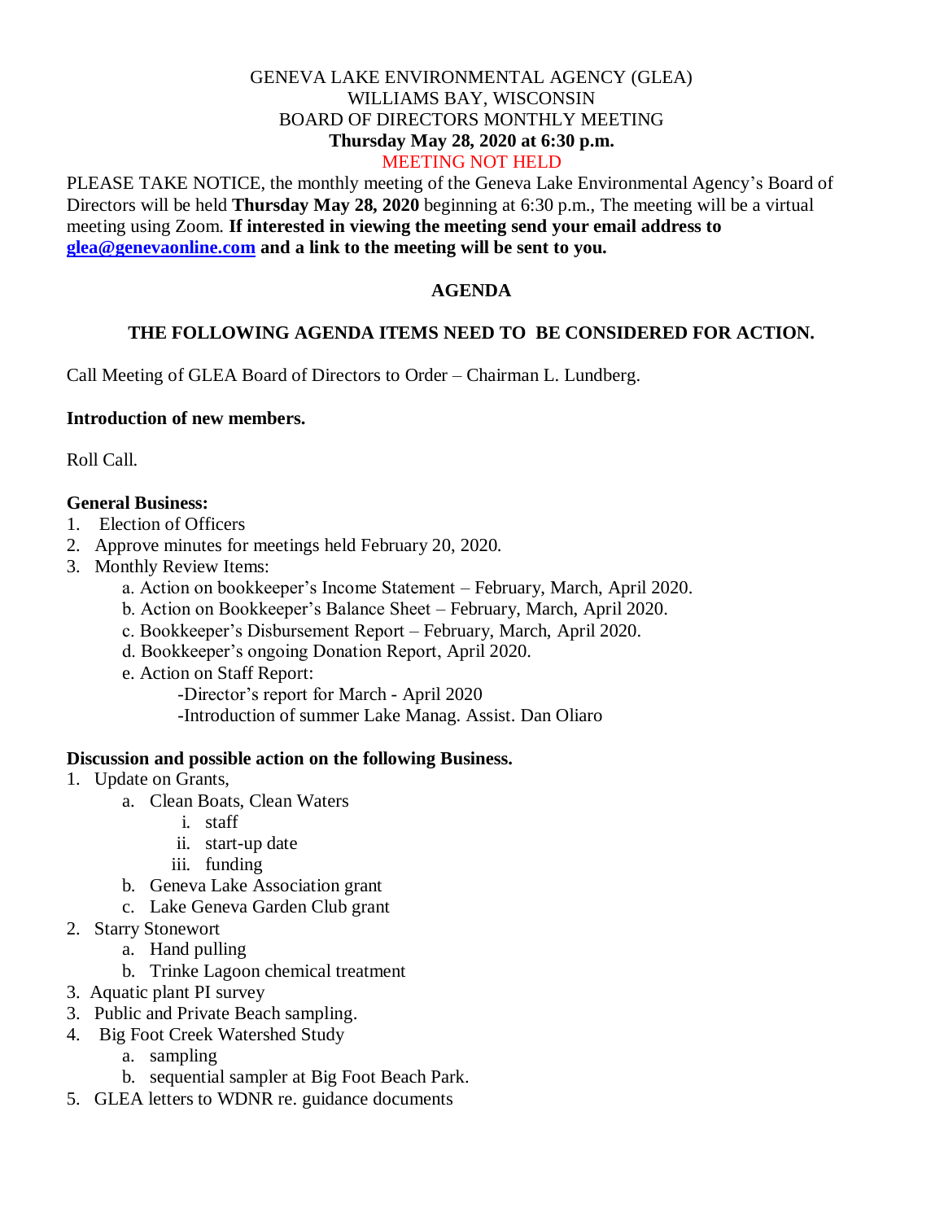GENEVA LAKE ENVIRONMENTAL AGENCY (GLEA)
WILLIAMS BAY, WISCONSIN
BOARD OF DIRECTORS MONTHLY MEETING
**Thursday May 28, 2020 at 6:30 p.m.**
MEETING NOT HELD

PLEASE TAKE NOTICE, the monthly meeting of the Geneva Lake Environmental Agency's Board of Directors will be held **Thursday May 28, 2020** beginning at 6:30 p.m., The meeting will be a virtual meeting using Zoom. **If interested in viewing the meeting send your email address to [glea@genevaonline.com](mailto:glea@genevaonline.com) and a link to the meeting will be sent to you.**

**AGENDA**

**THE FOLLOWING AGENDA ITEMS NEED TO BE CONSIDERED FOR ACTION.**

Call Meeting of GLEA Board of Directors to Order – Chairman L. Lundberg.

**Introduction of new members.**

Roll Call.

**General Business:**

1. Election of Officers
2. Approve minutes for meetings held February 20, 2020.
3. Monthly Review Items:
   a. Action on bookkeeper's Income Statement – February, March, April 2020.
   b. Action on Bookkeeper's Balance Sheet – February, March, April 2020.
   c. Bookkeeper's Disbursement Report – February, March, April 2020.
   d. Bookkeeper's ongoing Donation Report, April 2020.
   e. Action on Staff Report:
      -Director's report for March - April 2020
      -Introduction of summer Lake Manag. Assist. Dan Oliaro

**Discussion and possible action on the following Business.**

1. Update on Grants,
   a. Clean Boats, Clean Waters
      i. staff
      ii. start-up date
      iii. funding
   b. Geneva Lake Association grant
   c. Lake Geneva Garden Club grant
2. Starry Stonewort
   a. Hand pulling
   b. Trinke Lagoon chemical treatment
3. Aquatic plant PI survey
3. Public and Private Beach sampling.
4. Big Foot Creek Watershed Study
   a. sampling
   b. sequential sampler at Big Foot Beach Park.
5. GLEA letters to WDNR re. guidance documents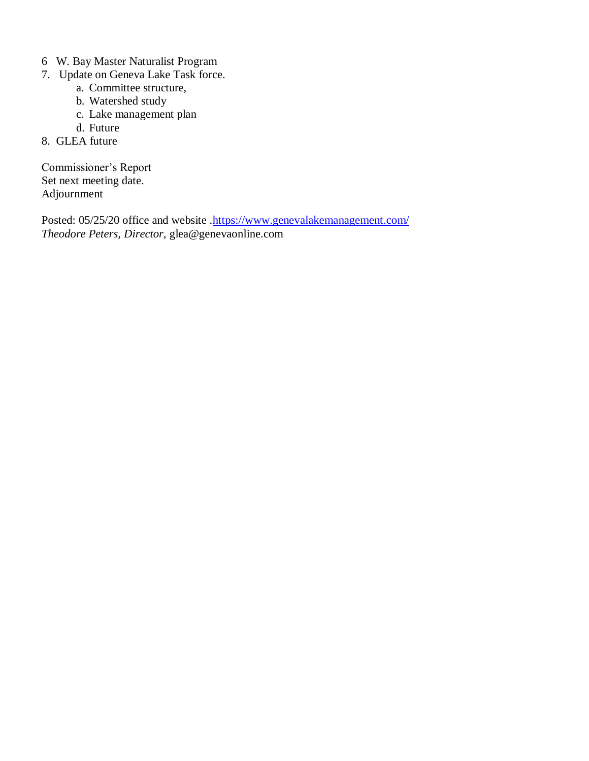6 W. Bay Master Naturalist Program

7. Update on Geneva Lake Task force.
   a. Committee structure,
   b. Watershed study
   c. Lake management plan
   d. Future

8. GLEA future

Commissioner's Report
Set next meeting date.
Adjournment

Posted: 05/25/20 office and website .https://www.genevalakemanagement.com/
*Theodore Peters, Director,* glea@genevaonline.com